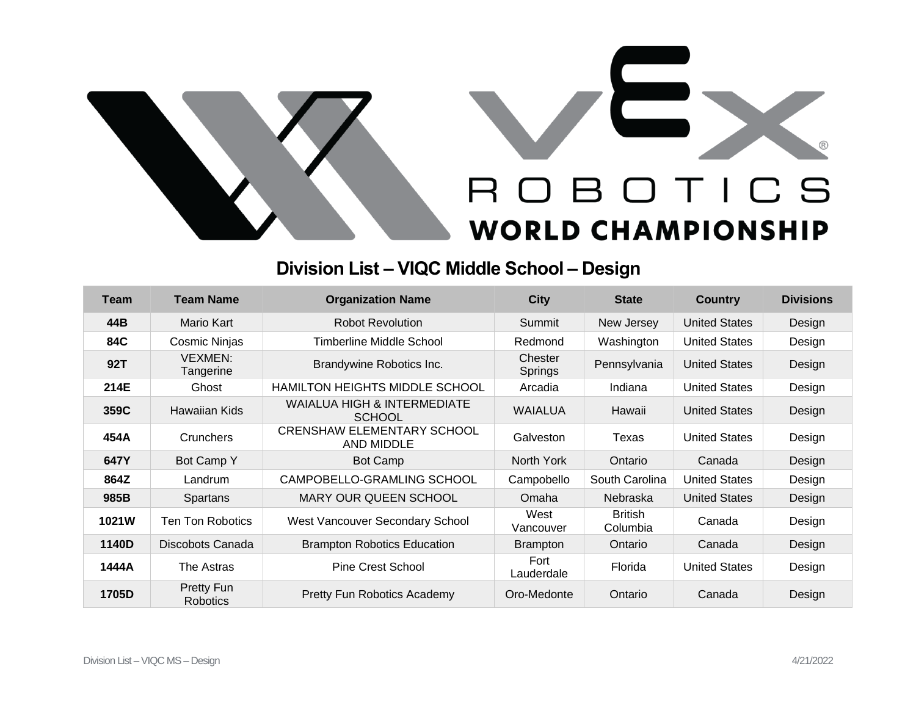# VEX ROBOTICS WORLD CHAMPIONSHIP

## Division List – VIQC Middle School – Design

| Team | Team Name | Organization Name | City | State | Country | Divisions |
|---|---|---|---|---|---|---|
| 44B | Mario Kart | Robot Revolution | Summit | New Jersey | United States | Design |
| 84C | Cosmic Ninjas | Timberline Middle School | Redmond | Washington | United States | Design |
| 92T | VEXMEN: Tangerine | Brandywine Robotics Inc. | Chester Springs | Pennsylvania | United States | Design |
| 214E | Ghost | HAMILTON HEIGHTS MIDDLE SCHOOL | Arcadia | Indiana | United States | Design |
| 359C | Hawaiian Kids | WAIALUA HIGH & INTERMEDIATE SCHOOL | WAIALUA | Hawaii | United States | Design |
| 454A | Crunchers | CRENSHAW ELEMENTARY SCHOOL AND MIDDLE | Galveston | Texas | United States | Design |
| 647Y | Bot Camp Y | Bot Camp | North York | Ontario | Canada | Design |
| 864Z | Landrum | CAMPOBELLO-GRAMLING SCHOOL | Campobello | South Carolina | United States | Design |
| 985B | Spartans | MARY OUR QUEEN SCHOOL | Omaha | Nebraska | United States | Design |
| 1021W | Ten Ton Robotics | West Vancouver Secondary School | West Vancouver | British Columbia | Canada | Design |
| 1140D | Discobots Canada | Brampton Robotics Education | Brampton | Ontario | Canada | Design |
| 1444A | The Astras | Pine Crest School | Fort Lauderdale | Florida | United States | Design |
| 1705D | Pretty Fun Robotics | Pretty Fun Robotics Academy | Oro-Medonte | Ontario | Canada | Design |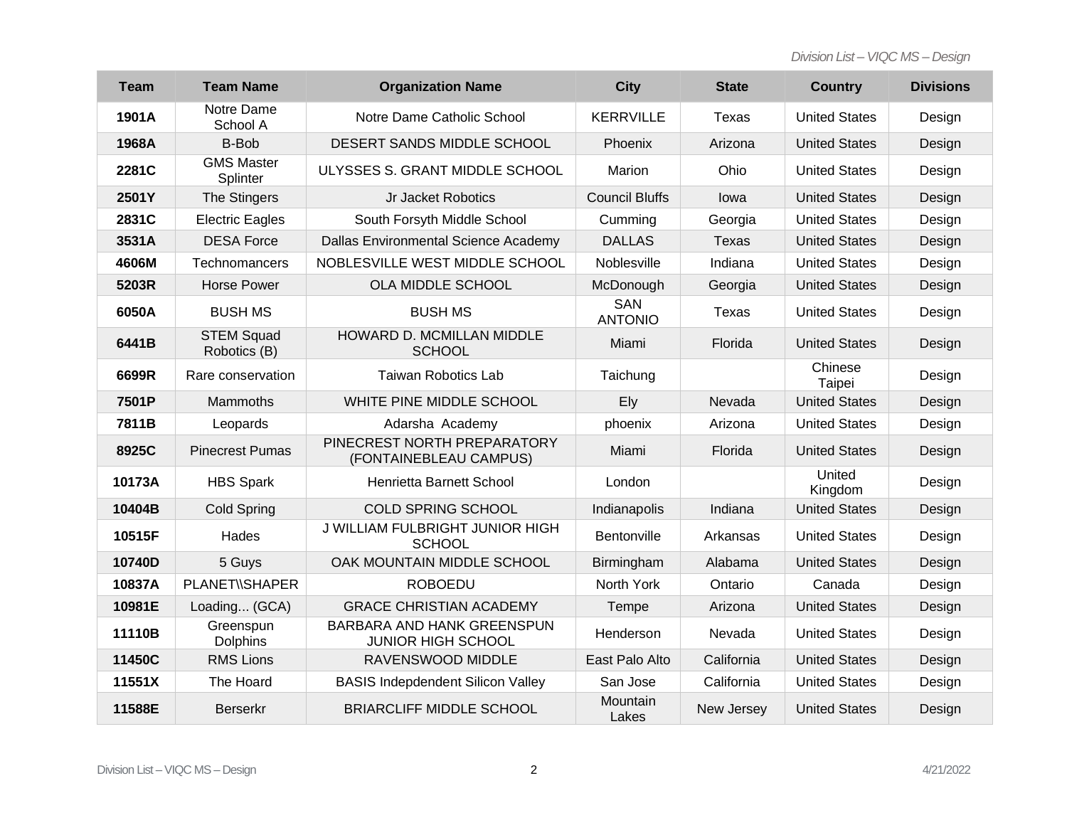| Team | Team Name | Organization Name | City | State | Country | Divisions |
| --- | --- | --- | --- | --- | --- | --- |
| 1901A | Notre Dame School A | Notre Dame Catholic School | KERRVILLE | Texas | United States | Design |
| 1968A | B-Bob | DESERT SANDS MIDDLE SCHOOL | Phoenix | Arizona | United States | Design |
| 2281C | GMS Master Splinter | ULYSSES S. GRANT MIDDLE SCHOOL | Marion | Ohio | United States | Design |
| 2501Y | The Stingers | Jr Jacket Robotics | Council Bluffs | Iowa | United States | Design |
| 2831C | Electric Eagles | South Forsyth Middle School | Cumming | Georgia | United States | Design |
| 3531A | DESA Force | Dallas Environmental Science Academy | DALLAS | Texas | United States | Design |
| 4606M | Technomancers | NOBLESVILLE WEST MIDDLE SCHOOL | Noblesville | Indiana | United States | Design |
| 5203R | Horse Power | OLA MIDDLE SCHOOL | McDonough | Georgia | United States | Design |
| 6050A | BUSH MS | BUSH MS | SAN ANTONIO | Texas | United States | Design |
| 6441B | STEM Squad Robotics (B) | HOWARD D. MCMILLAN MIDDLE SCHOOL | Miami | Florida | United States | Design |
| 6699R | Rare conservation | Taiwan Robotics Lab | Taichung | | Chinese Taipei | Design |
| 7501P | Mammoths | WHITE PINE MIDDLE SCHOOL | Ely | Nevada | United States | Design |
| 7811B | Leopards | Adarsha Academy | phoenix | Arizona | United States | Design |
| 8925C | Pinecrest Pumas | PINECREST NORTH PREPARATORY (FONTAINEBLEAU CAMPUS) | Miami | Florida | United States | Design |
| 10173A | HBS Spark | Henrietta Barnett School | London | | United Kingdom | Design |
| 10404B | Cold Spring | COLD SPRING SCHOOL | Indianapolis | Indiana | United States | Design |
| 10515F | Hades | J WILLIAM FULBRIGHT JUNIOR HIGH SCHOOL | Bentonville | Arkansas | United States | Design |
| 10740D | 5 Guys | OAK MOUNTAIN MIDDLE SCHOOL | Birmingham | Alabama | United States | Design |
| 10837A | PLANET\\SHAPER | ROBOEDU | North York | Ontario | Canada | Design |
| 10981E | Loading... (GCA) | GRACE CHRISTIAN ACADEMY | Tempe | Arizona | United States | Design |
| 11110B | Greenspun Dolphins | BARBARA AND HANK GREENSPUN JUNIOR HIGH SCHOOL | Henderson | Nevada | United States | Design |
| 11450C | RMS Lions | RAVENSWOOD MIDDLE | East Palo Alto | California | United States | Design |
| 11551X | The Hoard | BASIS Indepdendent Silicon Valley | San Jose | California | United States | Design |
| 11588E | Berserkr | BRIARCLIFF MIDDLE SCHOOL | Mountain Lakes | New Jersey | United States | Design |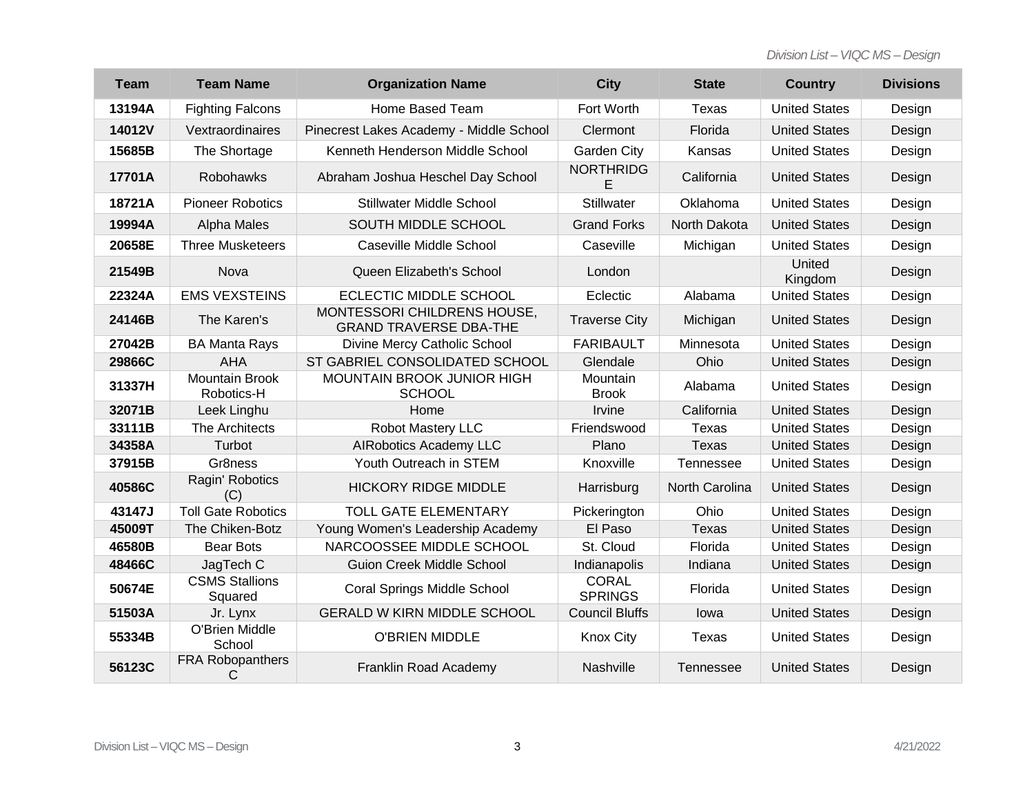| Team | Team Name | Organization Name | City | State | Country | Divisions |
|---|---|---|---|---|---|---|
| 13194A | Fighting Falcons | Home Based Team | Fort Worth | Texas | United States | Design |
| 14012V | Vextraordinaires | Pinecrest Lakes Academy - Middle School | Clermont | Florida | United States | Design |
| 15685B | The Shortage | Kenneth Henderson Middle School | Garden City | Kansas | United States | Design |
| 17701A | Robohawks | Abraham Joshua Heschel Day School | NORTHRIDGE | California | United States | Design |
| 18721A | Pioneer Robotics | Stillwater Middle School | Stillwater | Oklahoma | United States | Design |
| 19994A | Alpha Males | SOUTH MIDDLE SCHOOL | Grand Forks | North Dakota | United States | Design |
| 20658E | Three Musketeers | Caseville Middle School | Caseville | Michigan | United States | Design |
| 21549B | Nova | Queen Elizabeth's School | London | | United Kingdom | Design |
| 22324A | EMS VEXSTEINS | ECLECTIC MIDDLE SCHOOL | Eclectic | Alabama | United States | Design |
| 24146B | The Karen's | MONTESSORI CHILDRENS HOUSE, GRAND TRAVERSE DBA-THE | Traverse City | Michigan | United States | Design |
| 27042B | BA Manta Rays | Divine Mercy Catholic School | FARIBAULT | Minnesota | United States | Design |
| 29866C | AHA | ST GABRIEL CONSOLIDATED SCHOOL | Glendale | Ohio | United States | Design |
| 31337H | Mountain Brook Robotics-H | MOUNTAIN BROOK JUNIOR HIGH SCHOOL | Mountain Brook | Alabama | United States | Design |
| 32071B | Leek Linghu | Home | Irvine | California | United States | Design |
| 33111B | The Architects | Robot Mastery LLC | Friendswood | Texas | United States | Design |
| 34358A | Turbot | AIRobotics Academy LLC | Plano | Texas | United States | Design |
| 37915B | Gr8ness | Youth Outreach in STEM | Knoxville | Tennessee | United States | Design |
| 40586C | Ragin' Robotics (C) | HICKORY RIDGE MIDDLE | Harrisburg | North Carolina | United States | Design |
| 43147J | Toll Gate Robotics | TOLL GATE ELEMENTARY | Pickerington | Ohio | United States | Design |
| 45009T | The Chiken-Botz | Young Women's Leadership Academy | El Paso | Texas | United States | Design |
| 46580B | Bear Bots | NARCOOSSEE MIDDLE SCHOOL | St. Cloud | Florida | United States | Design |
| 48466C | JagTech C | Guion Creek Middle School | Indianapolis | Indiana | United States | Design |
| 50674E | CSMS Stallions Squared | Coral Springs Middle School | CORAL SPRINGS | Florida | United States | Design |
| 51503A | Jr. Lynx | GERALD W KIRN MIDDLE SCHOOL | Council Bluffs | Iowa | United States | Design |
| 55334B | O'Brien Middle School | O'BRIEN MIDDLE | Knox City | Texas | United States | Design |
| 56123C | FRA Robopanthers C | Franklin Road Academy | Nashville | Tennessee | United States | Design |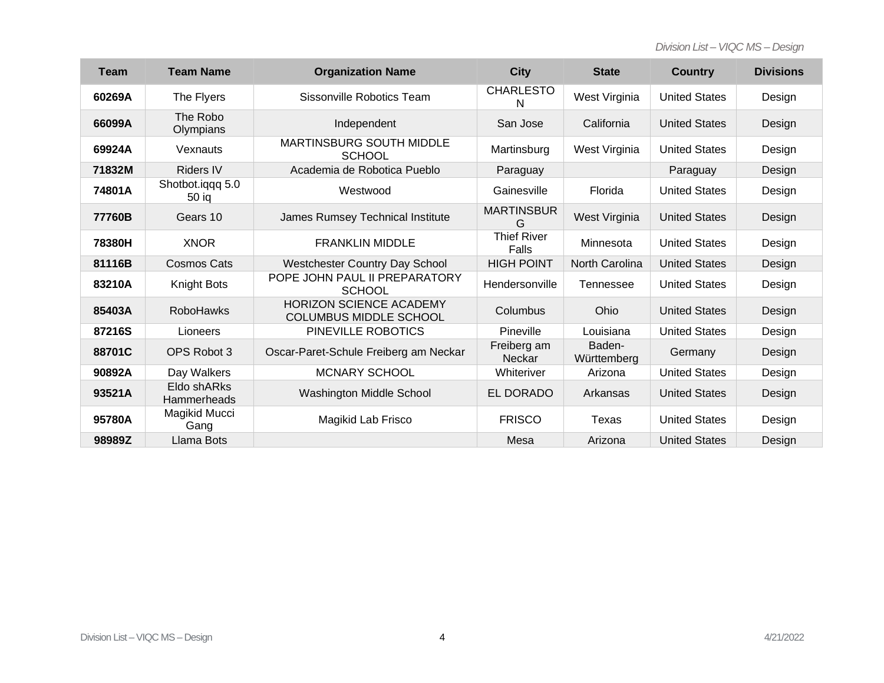| Team | Team Name | Organization Name | City | State | Country | Divisions |
|---|---|---|---|---|---|---|
| **60269A** | The Flyers | Sissonville Robotics Team | CHARLESTON | West Virginia | United States | Design |
| **66099A** | The Robo Olympians | Independent | San Jose | California | United States | Design |
| **69924A** | Vexnauts | MARTINSBURG SOUTH MIDDLE SCHOOL | Martinsburg | West Virginia | United States | Design |
| **71832M** | Riders IV | Academia de Robotica Pueblo | Paraguay | | Paraguay | Design |
| **74801A** | Shotbot.iqqq 5.0 50 iq | Westwood | Gainesville | Florida | United States | Design |
| **77760B** | Gears 10 | James Rumsey Technical Institute | MARTINSBURG | West Virginia | United States | Design |
| **78380H** | XNOR | FRANKLIN MIDDLE | Thief River Falls | Minnesota | United States | Design |
| **81116B** | Cosmos Cats | Westchester Country Day School | HIGH POINT | North Carolina | United States | Design |
| **83210A** | Knight Bots | POPE JOHN PAUL II PREPARATORY SCHOOL | Hendersonville | Tennessee | United States | Design |
| **85403A** | RoboHawks | HORIZON SCIENCE ACADEMY COLUMBUS MIDDLE SCHOOL | Columbus | Ohio | United States | Design |
| **87216S** | Lioneers | PINEVILLE ROBOTICS | Pineville | Louisiana | United States | Design |
| **88701C** | OPS Robot 3 | Oscar-Paret-Schule Freiberg am Neckar | Freiberg am Neckar | Baden-Württemberg | Germany | Design |
| **90892A** | Day Walkers | MCNARY SCHOOL | Whiteriver | Arizona | United States | Design |
| **93521A** | Eldo shARks Hammerheads | Washington Middle School | EL DORADO | Arkansas | United States | Design |
| **95780A** | Magikid Mucci Gang | Magikid Lab Frisco | FRISCO | Texas | United States | Design |
| **98989Z** | Llama Bots | | Mesa | Arizona | United States | Design |